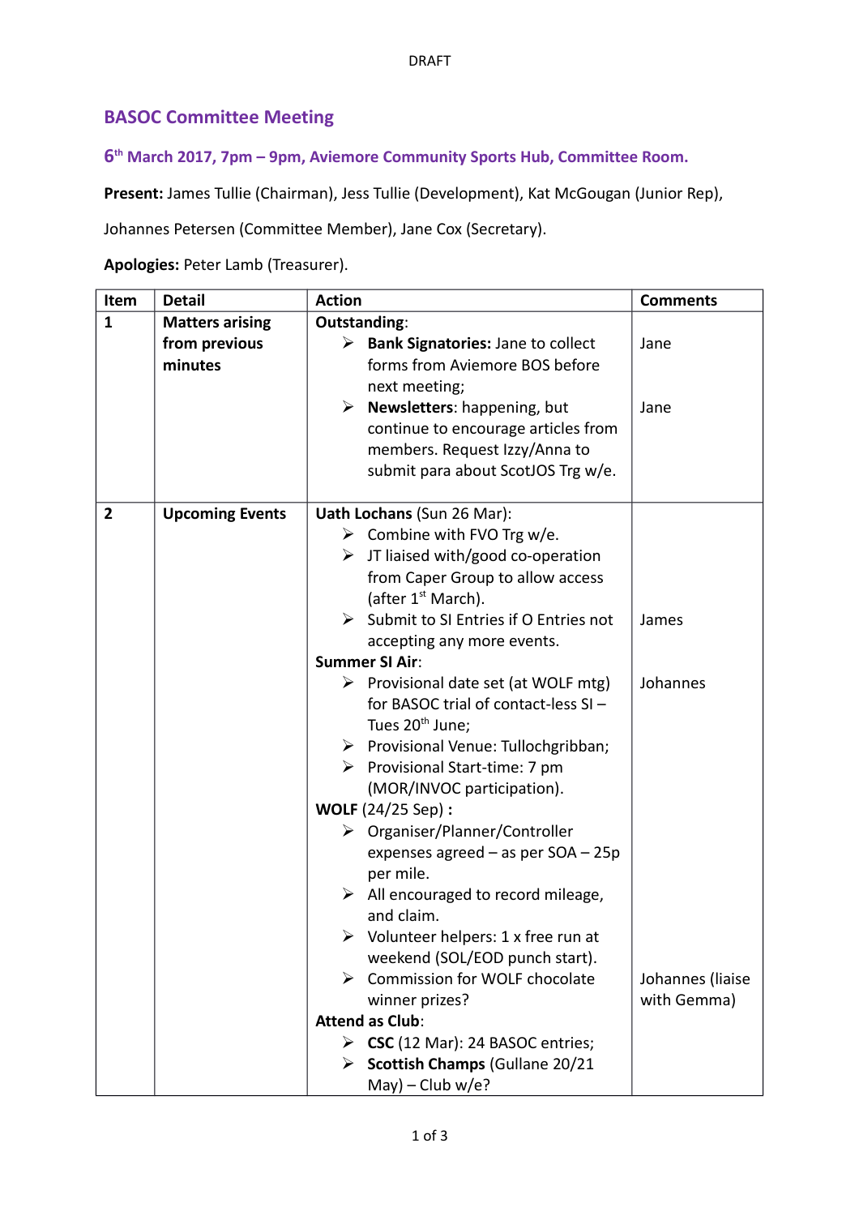DRAFT

## BASOC Committee Meeting

### 6th March 2017, 7pm – 9pm, Aviemore Community Sports Hub, Committee Room.

**Present:** James Tullie (Chairman), Jess Tullie (Development), Kat McGougan (Junior Rep), Johannes Petersen (Committee Member), Jane Cox (Secretary).

**Apologies:** Peter Lamb (Treasurer).

| Item | Detail | Action | Comments |
|---|---|---|---|
| 1 | **Matters arising from previous minutes** | **Outstanding**:<br>➢ **Bank Signatories:** Jane to collect forms from Aviemore BOS before next meeting;<br>➢ **Newsletters**: happening, but continue to encourage articles from members. Request Izzy/Anna to submit para about ScotJOS Trg w/e. | Jane<br><br>Jane |
| 2 | **Upcoming Events** | **Uath Lochans** (Sun 26 Mar):<br>➢ Combine with FVO Trg w/e.<br>➢ JT liaised with/good co-operation from Caper Group to allow access (after 1st March).<br>➢ Submit to SI Entries if O Entries not accepting any more events.<br>**Summer SI Air**:<br>➢ Provisional date set (at WOLF mtg) for BASOC trial of contact-less SI – Tues 20th June;<br>➢ Provisional Venue: Tullochgribban;<br>➢ Provisional Start-time: 7 pm (MOR/INVOC participation).<br>**WOLF** (24/25 Sep) **:**<br>➢ Organiser/Planner/Controller expenses agreed – as per SOA – 25p per mile.<br>➢ All encouraged to record mileage, and claim.<br>➢ Volunteer helpers: 1 x free run at weekend (SOL/EOD punch start).<br>➢ Commission for WOLF chocolate winner prizes?<br>**Attend as Club**:<br>➢ **CSC** (12 Mar): 24 BASOC entries;<br>➢ **Scottish Champs** (Gullane 20/21 May) – Club w/e? | James<br><br>Johannes<br><br>Johannes (liaise with Gemma) |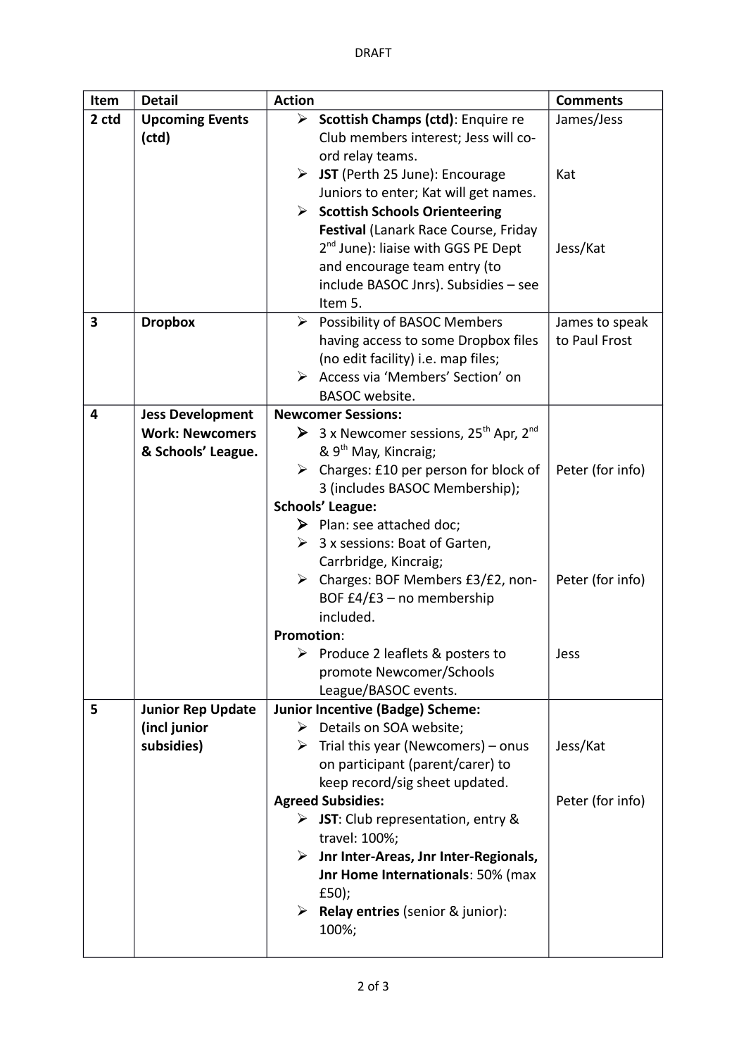DRAFT

| Item | Detail | Action | Comments |
|---|---|---|---|
| 2 ctd | **Upcoming Events (ctd)** | ➢ **Scottish Champs (ctd)**: Enquire re Club members interest; Jess will co-ord relay teams.<br>➢ **JST** (Perth 25 June): Encourage Juniors to enter; Kat will get names.<br>➢ **Scottish Schools Orienteering Festival** (Lanark Race Course, Friday 2nd June): liaise with GGS PE Dept and encourage team entry (to include BASOC Jnrs). Subsidies – see Item 5. | James/Jess<br><br>Kat<br><br>Jess/Kat |
| **3** | **Dropbox** | ➢ Possibility of BASOC Members having access to some Dropbox files (no edit facility) i.e. map files;<br>➢ Access via 'Members' Section' on BASOC website. | James to speak to Paul Frost |
| **4** | **Jess Development Work: Newcomers & Schools' League.** | **Newcomer Sessions:**<br>➢ 3 x Newcomer sessions, 25th Apr, 2nd & 9th May, Kincraig;<br>➢ Charges: £10 per person for block of 3 (includes BASOC Membership);<br>**Schools' League:**<br>➢ Plan: see attached doc;<br>➢ 3 x sessions: Boat of Garten, Carrbridge, Kincraig;<br>➢ Charges: BOF Members £3/£2, non-BOF £4/£3 – no membership included.<br>**Promotion**:<br>➢ Produce 2 leaflets & posters to promote Newcomer/Schools League/BASOC events. | <br><br>Peter (for info)<br><br><br><br>Peter (for info)<br><br>Jess |
| **5** | **Junior Rep Update (incl junior subsidies)** | **Junior Incentive (Badge) Scheme:**<br>➢ Details on SOA website;<br>➢ Trial this year (Newcomers) – onus on participant (parent/carer) to keep record/sig sheet updated.<br>**Agreed Subsidies:**<br>➢ **JST**: Club representation, entry & travel: 100%;<br>➢ **Jnr Inter-Areas, Jnr Inter-Regionals, Jnr Home Internationals**: 50% (max £50);<br>➢ **Relay entries** (senior & junior): 100%; | <br><br>Jess/Kat<br><br>Peter (for info) |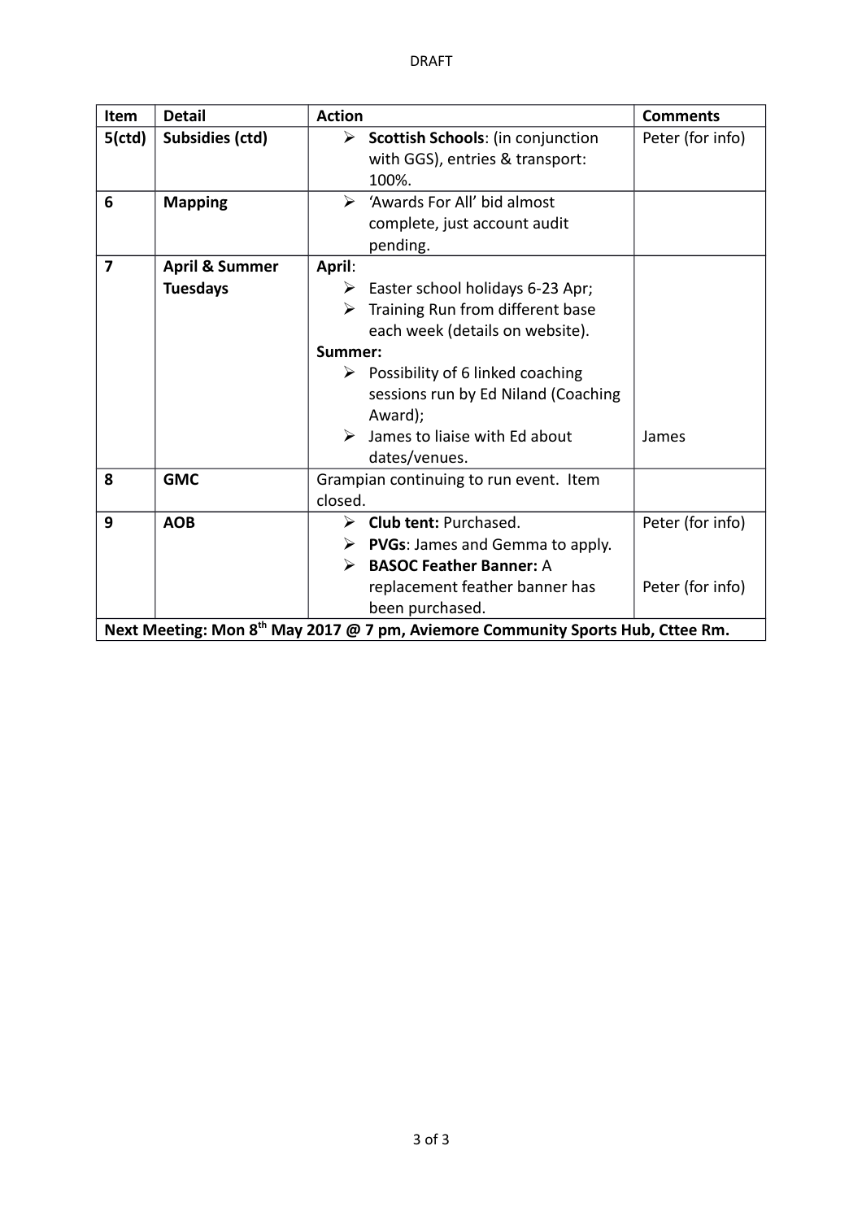| Item | Detail | Action | Comments |
|---|---|---|---|
| 5(ctd) | **Subsidies (ctd)** | ➢ **Scottish Schools**: (in conjunction with GGS), entries & transport: 100%. | Peter (for info) |
| 6 | **Mapping** | ➢ 'Awards For All' bid almost complete, just account audit pending. | |
| 7 | **April & Summer Tuesdays** | **April**:<br>➢ Easter school holidays 6-23 Apr;<br>➢ Training Run from different base each week (details on website).<br>**Summer:**<br>➢ Possibility of 6 linked coaching sessions run by Ed Niland (Coaching Award);<br>➢ James to liaise with Ed about dates/venues. | James |
| 8 | **GMC** | Grampian continuing to run event. Item closed. | |
| 9 | **AOB** | ➢ **Club tent:** Purchased.<br>➢ **PVGs**: James and Gemma to apply.<br>➢ **BASOC Feather Banner:** A replacement feather banner has been purchased. | Peter (for info)<br><br>Peter (for info) |
| **Next Meeting: Mon 8th May 2017 @ 7 pm, Aviemore Community Sports Hub, Cttee Rm.** | | | |